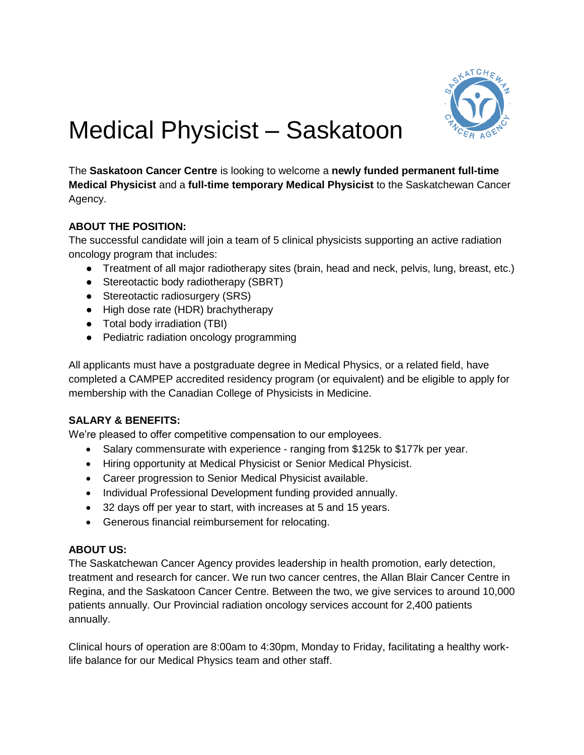# Medical Physicist – Saskatoon

The **Saskatoon Cancer Centre** is looking to welcome a **newly funded permanent full-time Medical Physicist** and a **full-time temporary Medical Physicist** to the Saskatchewan Cancer Agency.

**ABOUT THE POSITION:**
The successful candidate will join a team of 5 clinical physicists supporting an active radiation oncology program that includes:

- Treatment of all major radiotherapy sites (brain, head and neck, pelvis, lung, breast, etc.)
- Stereotactic body radiotherapy (SBRT)
- Stereotactic radiosurgery (SRS)
- High dose rate (HDR) brachytherapy
- Total body irradiation (TBI)
- Pediatric radiation oncology programming

All applicants must have a postgraduate degree in Medical Physics, or a related field, have completed a CAMPEP accredited residency program (or equivalent) and be eligible to apply for membership with the Canadian College of Physicists in Medicine.

**SALARY & BENEFITS:**
We're pleased to offer competitive compensation to our employees.

- Salary commensurate with experience - ranging from $125k to $177k per year.
- Hiring opportunity at Medical Physicist or Senior Medical Physicist.
- Career progression to Senior Medical Physicist available.
- Individual Professional Development funding provided annually.
- 32 days off per year to start, with increases at 5 and 15 years.
- Generous financial reimbursement for relocating.

**ABOUT US:**
The Saskatchewan Cancer Agency provides leadership in health promotion, early detection, treatment and research for cancer. We run two cancer centres, the Allan Blair Cancer Centre in Regina, and the Saskatoon Cancer Centre. Between the two, we give services to around 10,000 patients annually. Our Provincial radiation oncology services account for 2,400 patients annually.

Clinical hours of operation are 8:00am to 4:30pm, Monday to Friday, facilitating a healthy work-life balance for our Medical Physics team and other staff.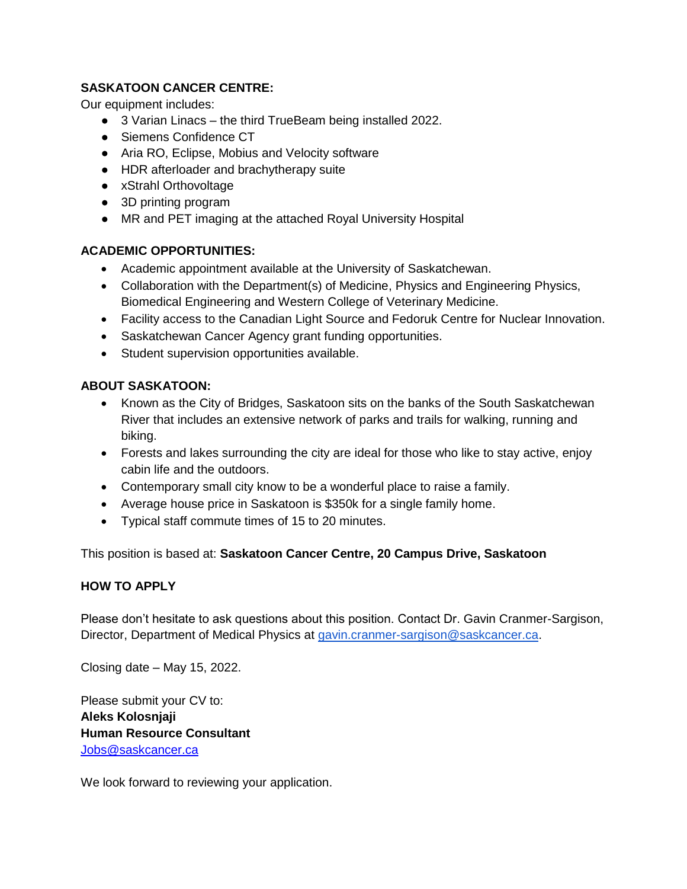**SASKATOON CANCER CENTRE:**

Our equipment includes:

- 3 Varian Linacs – the third TrueBeam being installed 2022.
- Siemens Confidence CT
- Aria RO, Eclipse, Mobius and Velocity software
- HDR afterloader and brachytherapy suite
- xStrahl Orthovoltage
- 3D printing program
- MR and PET imaging at the attached Royal University Hospital

**ACADEMIC OPPORTUNITIES:**

- Academic appointment available at the University of Saskatchewan.
- Collaboration with the Department(s) of Medicine, Physics and Engineering Physics, Biomedical Engineering and Western College of Veterinary Medicine.
- Facility access to the Canadian Light Source and Fedoruk Centre for Nuclear Innovation.
- Saskatchewan Cancer Agency grant funding opportunities.
- Student supervision opportunities available.

**ABOUT SASKATOON:**

- Known as the City of Bridges, Saskatoon sits on the banks of the South Saskatchewan River that includes an extensive network of parks and trails for walking, running and biking.
- Forests and lakes surrounding the city are ideal for those who like to stay active, enjoy cabin life and the outdoors.
- Contemporary small city know to be a wonderful place to raise a family.
- Average house price in Saskatoon is $350k for a single family home.
- Typical staff commute times of 15 to 20 minutes.

This position is based at: **Saskatoon Cancer Centre, 20 Campus Drive, Saskatoon**

**HOW TO APPLY**

Please don't hesitate to ask questions about this position. Contact Dr. Gavin Cranmer-Sargison, Director, Department of Medical Physics at gavin.cranmer-sargison@saskcancer.ca.

Closing date – May 15, 2022.

Please submit your CV to:
**Aleks Kolosnjaji**
**Human Resource Consultant**
Jobs@saskcancer.ca

We look forward to reviewing your application.